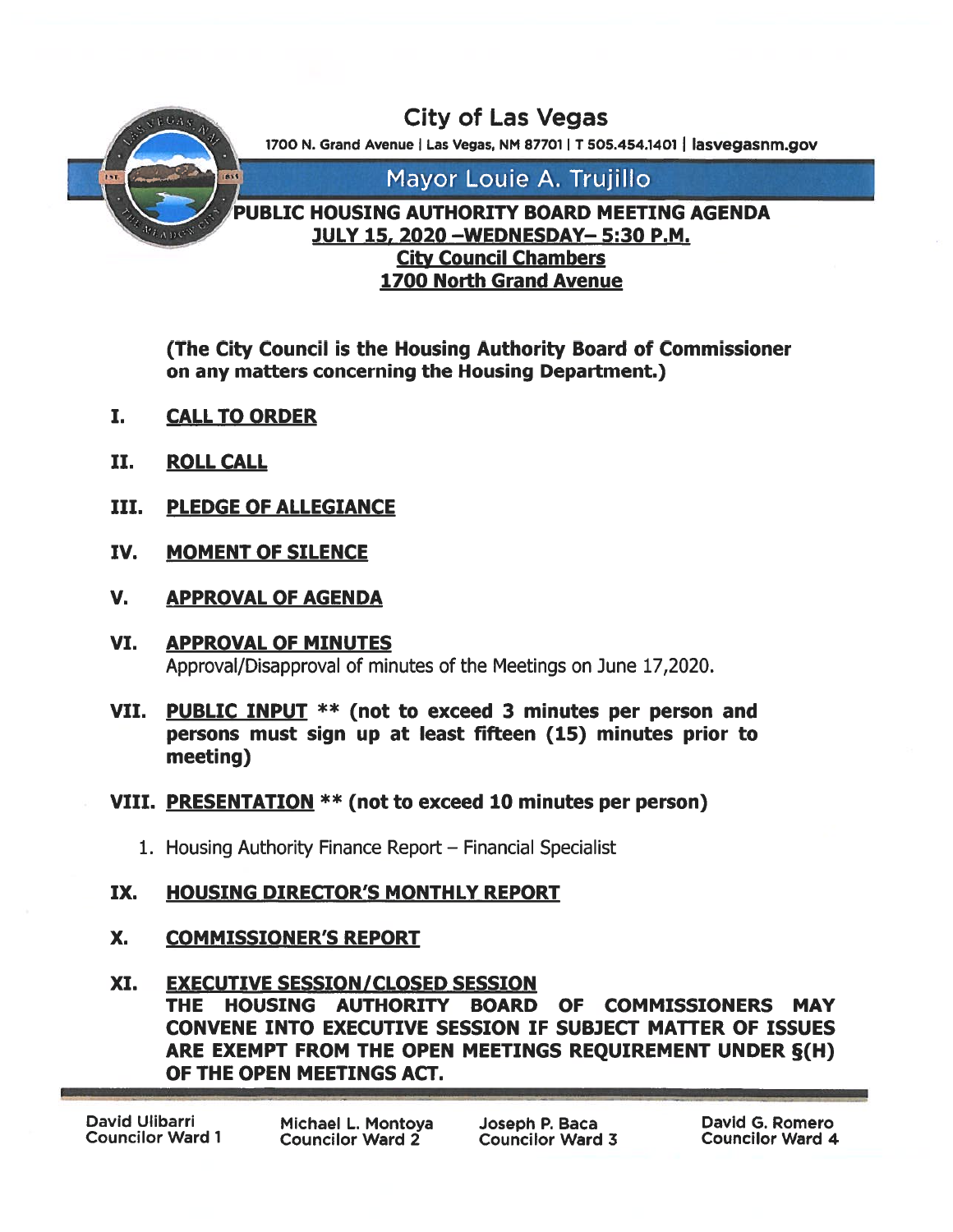# City of Las Vegas

1700 N. Grand Avenue | Las Vegas, NM 87701 | T 505.454.1401 | lasvegasnm.gov

## Mayor Louie A. Trujillo

**PUBLIC HOUSING AUTHORITY BOARD MEETING AGENDA**

**JULY 15, 2020 –WEDNESDAY– 5:30 P.M.**

**City Council Chambers**

**1700 North Grand Avenue**

**(The City Council is the Housing Authority Board of Commissioner on any matters concerning the Housing Department.)**

I. **CALL TO ORDER**

II. **ROLL CALL**

III. **PLEDGE OF ALLEGIANCE**

IV. **MOMENT OF SILENCE**

V. **APPROVAL OF AGENDA**

VI. **APPROVAL OF MINUTES**
Approval/Disapproval of minutes of the Meetings on June 17,2020.

VII. **PUBLIC INPUT ** (not to exceed 3 minutes per person and persons must sign up at least fifteen (15) minutes prior to meeting)**

VIII. **PRESENTATION ** (not to exceed 10 minutes per person)**

1. Housing Authority Finance Report – Financial Specialist

IX. **HOUSING DIRECTOR'S MONTHLY REPORT**

X. **COMMISSIONER'S REPORT**

XI. **EXECUTIVE SESSION/CLOSED SESSION**
**THE HOUSING AUTHORITY BOARD OF COMMISSIONERS MAY CONVENE INTO EXECUTIVE SESSION IF SUBJECT MATTER OF ISSUES ARE EXEMPT FROM THE OPEN MEETINGS REQUIREMENT UNDER §(H) OF THE OPEN MEETINGS ACT.**

David Ulibarri
Councilor Ward 1

Michael L. Montoya
Councilor Ward 2

Joseph P. Baca
Councilor Ward 3

David G. Romero
Councilor Ward 4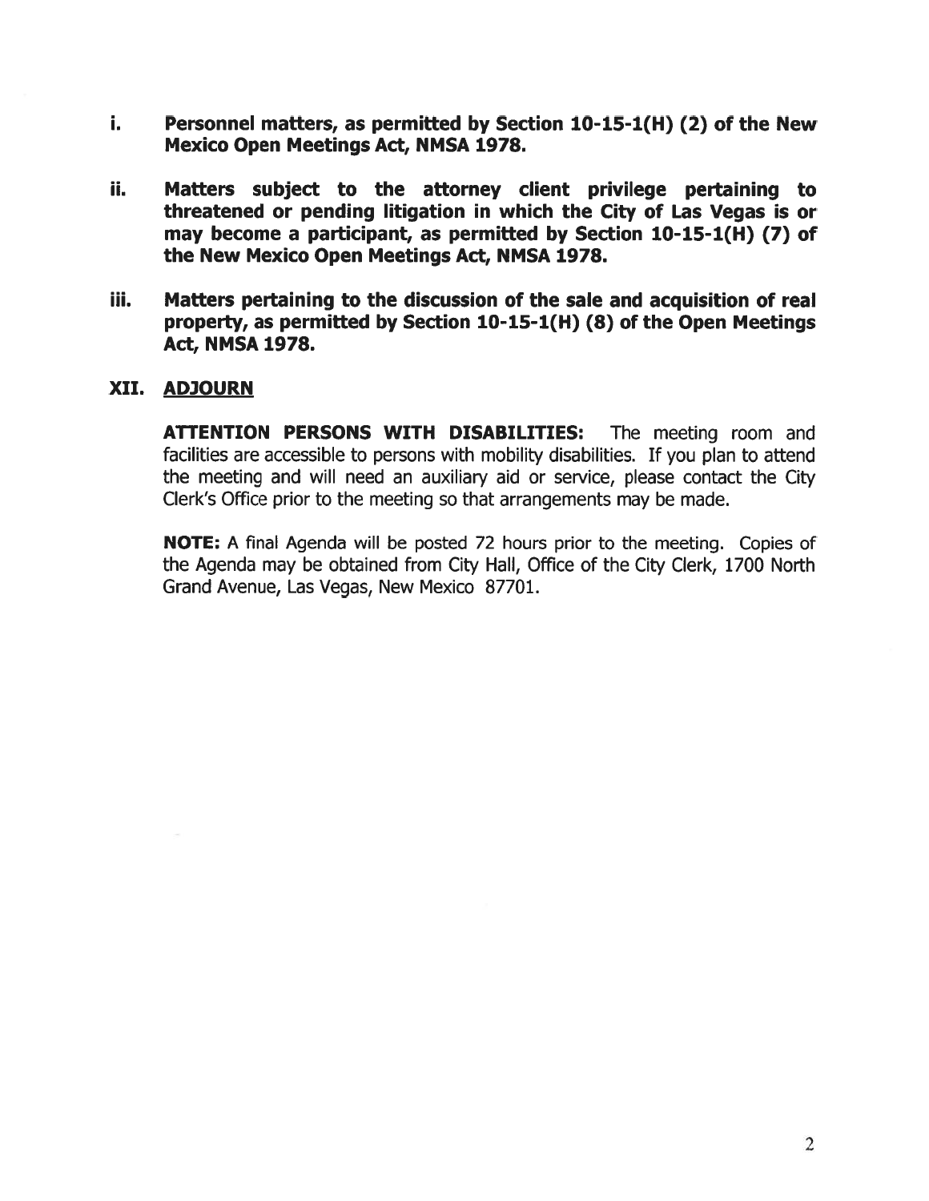i. **Personnel matters, as permitted by Section 10-15-1(H) (2) of the New Mexico Open Meetings Act, NMSA 1978.**

ii. **Matters subject to the attorney client privilege pertaining to threatened or pending litigation in which the City of Las Vegas is or may become a participant, as permitted by Section 10-15-1(H) (7) of the New Mexico Open Meetings Act, NMSA 1978.**

iii. **Matters pertaining to the discussion of the sale and acquisition of real property, as permitted by Section 10-15-1(H) (8) of the Open Meetings Act, NMSA 1978.**

## XII. ADJOURN

**ATTENTION PERSONS WITH DISABILITIES:** The meeting room and facilities are accessible to persons with mobility disabilities. If you plan to attend the meeting and will need an auxiliary aid or service, please contact the City Clerk's Office prior to the meeting so that arrangements may be made.

**NOTE:** A final Agenda will be posted 72 hours prior to the meeting. Copies of the Agenda may be obtained from City Hall, Office of the City Clerk, 1700 North Grand Avenue, Las Vegas, New Mexico 87701.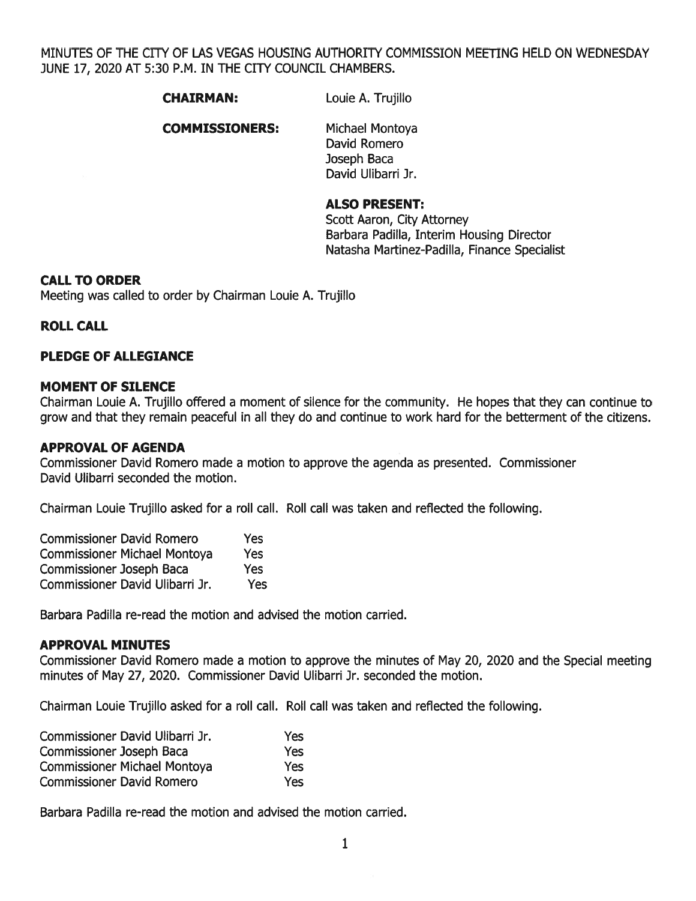MINUTES OF THE CITY OF LAS VEGAS HOUSING AUTHORITY COMMISSION MEETING HELD ON WEDNESDAY JUNE 17, 2020 AT 5:30 P.M. IN THE CITY COUNCIL CHAMBERS.

**CHAIRMAN:** Louie A. Trujillo

**COMMISSIONERS:** Michael Montoya
David Romero
Joseph Baca
David Ulibarri Jr.

**ALSO PRESENT:**
Scott Aaron, City Attorney
Barbara Padilla, Interim Housing Director
Natasha Martinez-Padilla, Finance Specialist

## CALL TO ORDER

Meeting was called to order by Chairman Louie A. Trujillo

## ROLL CALL

## PLEDGE OF ALLEGIANCE

## MOMENT OF SILENCE

Chairman Louie A. Trujillo offered a moment of silence for the community. He hopes that they can continue to grow and that they remain peaceful in all they do and continue to work hard for the betterment of the citizens.

## APPROVAL OF AGENDA

Commissioner David Romero made a motion to approve the agenda as presented. Commissioner David Ulibarri seconded the motion.

Chairman Louie Trujillo asked for a roll call. Roll call was taken and reflected the following.

| | |
|---|---|
| Commissioner David Romero | Yes |
| Commissioner Michael Montoya | Yes |
| Commissioner Joseph Baca | Yes |
| Commissioner David Ulibarri Jr. | Yes |

Barbara Padilla re-read the motion and advised the motion carried.

## APPROVAL MINUTES

Commissioner David Romero made a motion to approve the minutes of May 20, 2020 and the Special meeting minutes of May 27, 2020. Commissioner David Ulibarri Jr. seconded the motion.

Chairman Louie Trujillo asked for a roll call. Roll call was taken and reflected the following.

| | |
|---|---|
| Commissioner David Ulibarri Jr. | Yes |
| Commissioner Joseph Baca | Yes |
| Commissioner Michael Montoya | Yes |
| Commissioner David Romero | Yes |

Barbara Padilla re-read the motion and advised the motion carried.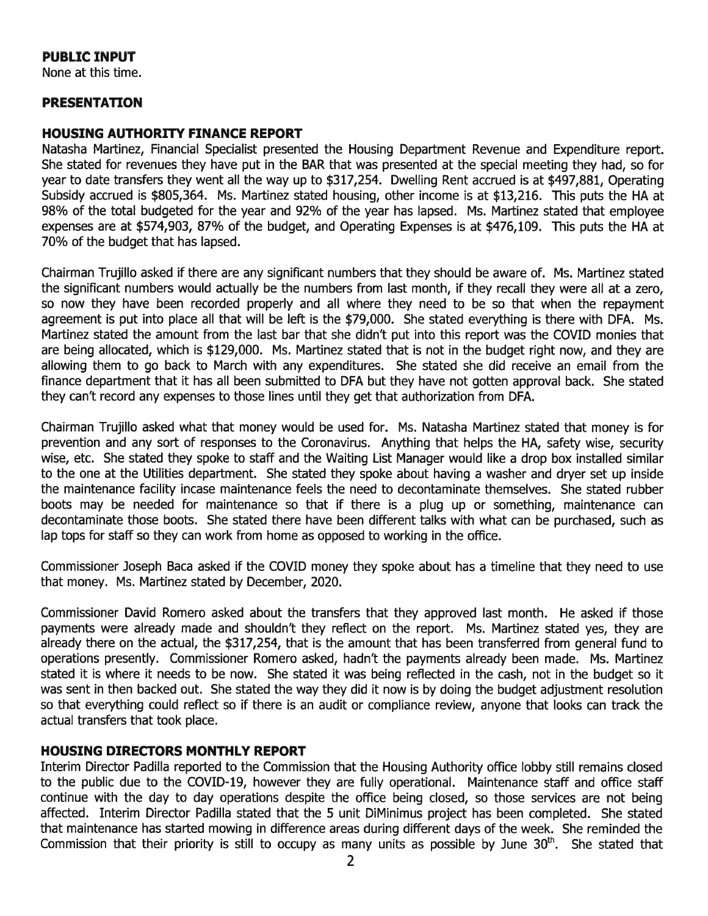**PUBLIC INPUT**

None at this time.

**PRESENTATION**

**HOUSING AUTHORITY FINANCE REPORT**

Natasha Martinez, Financial Specialist presented the Housing Department Revenue and Expenditure report. She stated for revenues they have put in the BAR that was presented at the special meeting they had, so for year to date transfers they went all the way up to $317,254. Dwelling Rent accrued is at $497,881, Operating Subsidy accrued is $805,364. Ms. Martinez stated housing, other income is at $13,216. This puts the HA at 98% of the total budgeted for the year and 92% of the year has lapsed. Ms. Martinez stated that employee expenses are at $574,903, 87% of the budget, and Operating Expenses is at $476,109. This puts the HA at 70% of the budget that has lapsed.

Chairman Trujillo asked if there are any significant numbers that they should be aware of. Ms. Martinez stated the significant numbers would actually be the numbers from last month, if they recall they were all at a zero, so now they have been recorded properly and all where they need to be so that when the repayment agreement is put into place all that will be left is the $79,000. She stated everything is there with DFA. Ms. Martinez stated the amount from the last bar that she didn't put into this report was the COVID monies that are being allocated, which is $129,000. Ms. Martinez stated that is not in the budget right now, and they are allowing them to go back to March with any expenditures. She stated she did receive an email from the finance department that it has all been submitted to DFA but they have not gotten approval back. She stated they can't record any expenses to those lines until they get that authorization from DFA.

Chairman Trujillo asked what that money would be used for. Ms. Natasha Martinez stated that money is for prevention and any sort of responses to the Coronavirus. Anything that helps the HA, safety wise, security wise, etc. She stated they spoke to staff and the Waiting List Manager would like a drop box installed similar to the one at the Utilities department. She stated they spoke about having a washer and dryer set up inside the maintenance facility incase maintenance feels the need to decontaminate themselves. She stated rubber boots may be needed for maintenance so that if there is a plug up or something, maintenance can decontaminate those boots. She stated there have been different talks with what can be purchased, such as lap tops for staff so they can work from home as opposed to working in the office.

Commissioner Joseph Baca asked if the COVID money they spoke about has a timeline that they need to use that money. Ms. Martinez stated by December, 2020.

Commissioner David Romero asked about the transfers that they approved last month. He asked if those payments were already made and shouldn't they reflect on the report. Ms. Martinez stated yes, they are already there on the actual, the $317,254, that is the amount that has been transferred from general fund to operations presently. Commissioner Romero asked, hadn't the payments already been made. Ms. Martinez stated it is where it needs to be now. She stated it was being reflected in the cash, not in the budget so it was sent in then backed out. She stated the way they did it now is by doing the budget adjustment resolution so that everything could reflect so if there is an audit or compliance review, anyone that looks can track the actual transfers that took place.

**HOUSING DIRECTORS MONTHLY REPORT**

Interim Director Padilla reported to the Commission that the Housing Authority office lobby still remains closed to the public due to the COVID-19, however they are fully operational. Maintenance staff and office staff continue with the day to day operations despite the office being closed, so those services are not being affected. Interim Director Padilla stated that the 5 unit DiMinimus project has been completed. She stated that maintenance has started mowing in difference areas during different days of the week. She reminded the Commission that their priority is still to occupy as many units as possible by June 30th. She stated that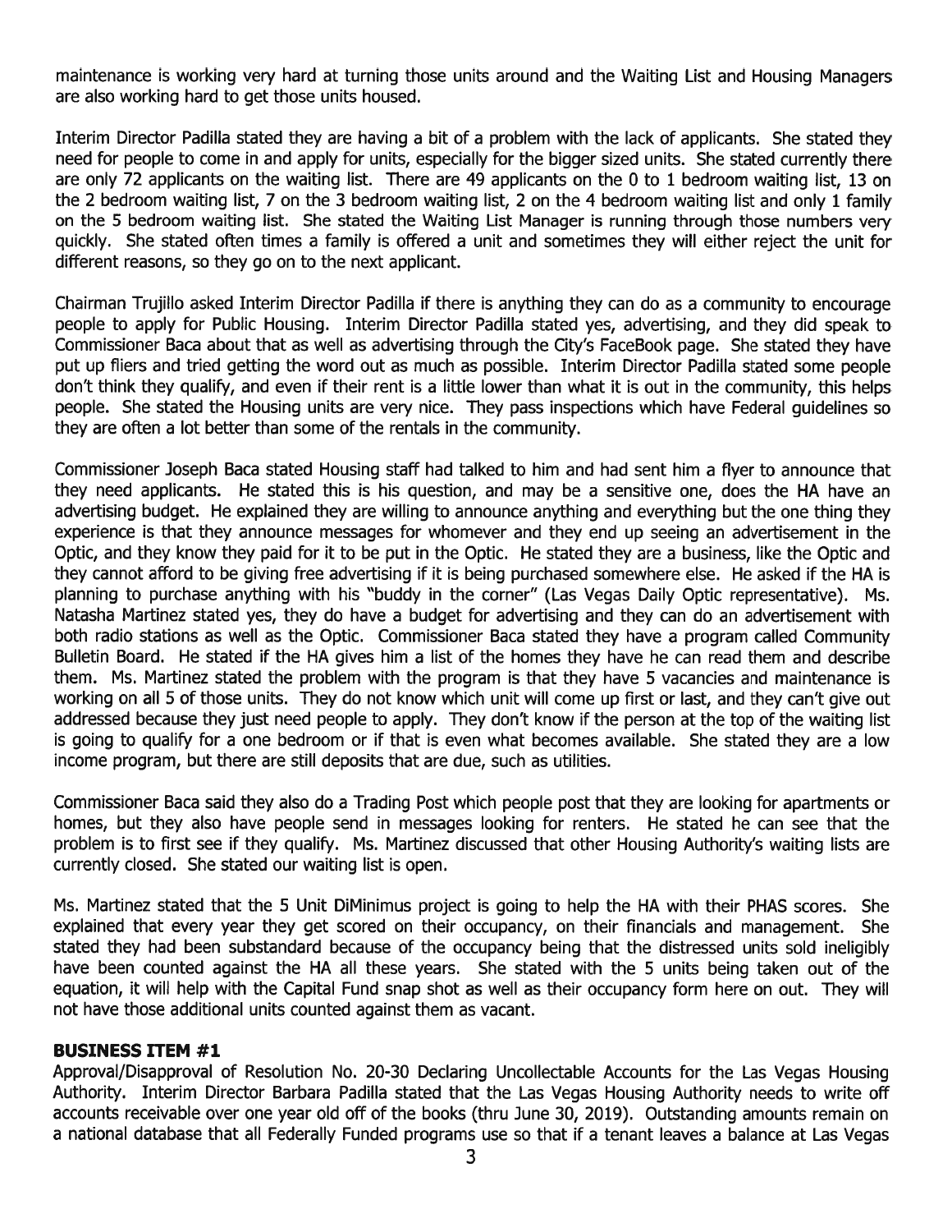maintenance is working very hard at turning those units around and the Waiting List and Housing Managers are also working hard to get those units housed.

Interim Director Padilla stated they are having a bit of a problem with the lack of applicants. She stated they need for people to come in and apply for units, especially for the bigger sized units. She stated currently there are only 72 applicants on the waiting list. There are 49 applicants on the 0 to 1 bedroom waiting list, 13 on the 2 bedroom waiting list, 7 on the 3 bedroom waiting list, 2 on the 4 bedroom waiting list and only 1 family on the 5 bedroom waiting list. She stated the Waiting List Manager is running through those numbers very quickly. She stated often times a family is offered a unit and sometimes they will either reject the unit for different reasons, so they go on to the next applicant.

Chairman Trujillo asked Interim Director Padilla if there is anything they can do as a community to encourage people to apply for Public Housing. Interim Director Padilla stated yes, advertising, and they did speak to Commissioner Baca about that as well as advertising through the City's FaceBook page. She stated they have put up fliers and tried getting the word out as much as possible. Interim Director Padilla stated some people don't think they qualify, and even if their rent is a little lower than what it is out in the community, this helps people. She stated the Housing units are very nice. They pass inspections which have Federal guidelines so they are often a lot better than some of the rentals in the community.

Commissioner Joseph Baca stated Housing staff had talked to him and had sent him a flyer to announce that they need applicants. He stated this is his question, and may be a sensitive one, does the HA have an advertising budget. He explained they are willing to announce anything and everything but the one thing they experience is that they announce messages for whomever and they end up seeing an advertisement in the Optic, and they know they paid for it to be put in the Optic. He stated they are a business, like the Optic and they cannot afford to be giving free advertising if it is being purchased somewhere else. He asked if the HA is planning to purchase anything with his "buddy in the corner" (Las Vegas Daily Optic representative). Ms. Natasha Martinez stated yes, they do have a budget for advertising and they can do an advertisement with both radio stations as well as the Optic. Commissioner Baca stated they have a program called Community Bulletin Board. He stated if the HA gives him a list of the homes they have he can read them and describe them. Ms. Martinez stated the problem with the program is that they have 5 vacancies and maintenance is working on all 5 of those units. They do not know which unit will come up first or last, and they can't give out addressed because they just need people to apply. They don't know if the person at the top of the waiting list is going to qualify for a one bedroom or if that is even what becomes available. She stated they are a low income program, but there are still deposits that are due, such as utilities.

Commissioner Baca said they also do a Trading Post which people post that they are looking for apartments or homes, but they also have people send in messages looking for renters. He stated he can see that the problem is to first see if they qualify. Ms. Martinez discussed that other Housing Authority's waiting lists are currently closed. She stated our waiting list is open.

Ms. Martinez stated that the 5 Unit DiMinimus project is going to help the HA with their PHAS scores. She explained that every year they get scored on their occupancy, on their financials and management. She stated they had been substandard because of the occupancy being that the distressed units sold ineligibly have been counted against the HA all these years. She stated with the 5 units being taken out of the equation, it will help with the Capital Fund snap shot as well as their occupancy form here on out. They will not have those additional units counted against them as vacant.

## BUSINESS ITEM #1

Approval/Disapproval of Resolution No. 20-30 Declaring Uncollectable Accounts for the Las Vegas Housing Authority. Interim Director Barbara Padilla stated that the Las Vegas Housing Authority needs to write off accounts receivable over one year old off of the books (thru June 30, 2019). Outstanding amounts remain on a national database that all Federally Funded programs use so that if a tenant leaves a balance at Las Vegas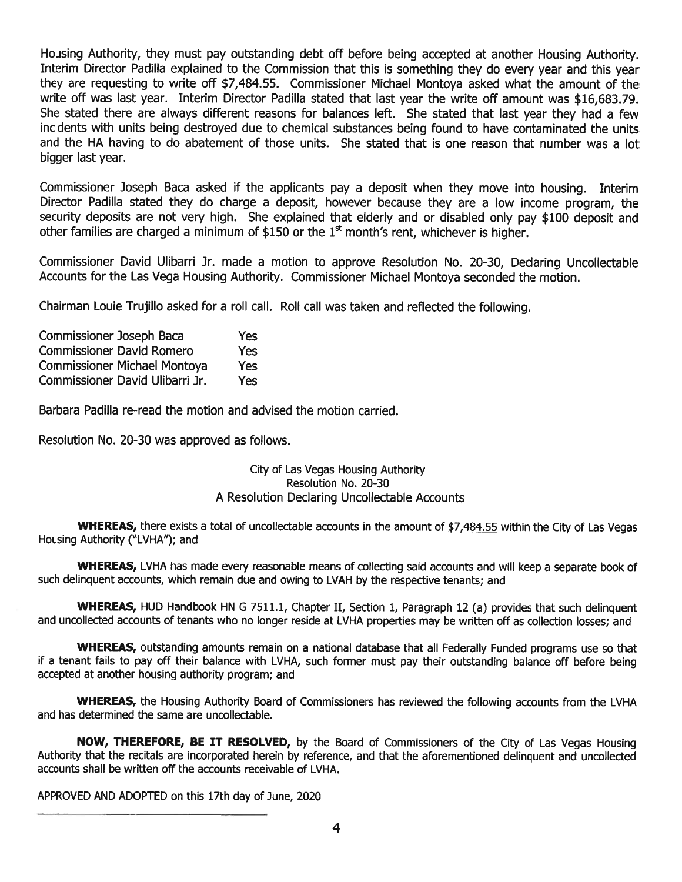Housing Authority, they must pay outstanding debt off before being accepted at another Housing Authority. Interim Director Padilla explained to the Commission that this is something they do every year and this year they are requesting to write off $7,484.55. Commissioner Michael Montoya asked what the amount of the write off was last year. Interim Director Padilla stated that last year the write off amount was $16,683.79. She stated there are always different reasons for balances left. She stated that last year they had a few incidents with units being destroyed due to chemical substances being found to have contaminated the units and the HA having to do abatement of those units. She stated that is one reason that number was a lot bigger last year.

Commissioner Joseph Baca asked if the applicants pay a deposit when they move into housing. Interim Director Padilla stated they do charge a deposit, however because they are a low income program, the security deposits are not very high. She explained that elderly and or disabled only pay $100 deposit and other families are charged a minimum of $150 or the 1st month's rent, whichever is higher.

Commissioner David Ulibarri Jr. made a motion to approve Resolution No. 20-30, Declaring Uncollectable Accounts for the Las Vega Housing Authority. Commissioner Michael Montoya seconded the motion.

Chairman Louie Trujillo asked for a roll call. Roll call was taken and reflected the following.

| | |
|---|---|
| Commissioner Joseph Baca | Yes |
| Commissioner David Romero | Yes |
| Commissioner Michael Montoya | Yes |
| Commissioner David Ulibarri Jr. | Yes |

Barbara Padilla re-read the motion and advised the motion carried.

Resolution No. 20-30 was approved as follows.

City of Las Vegas Housing Authority
Resolution No. 20-30
A Resolution Declaring Uncollectable Accounts

**WHEREAS,** there exists a total of uncollectable accounts in the amount of $7,484.55 within the City of Las Vegas Housing Authority ("LVHA"); and

**WHEREAS,** LVHA has made every reasonable means of collecting said accounts and will keep a separate book of such delinquent accounts, which remain due and owing to LVAH by the respective tenants; and

**WHEREAS,** HUD Handbook HN G 7511.1, Chapter II, Section 1, Paragraph 12 (a) provides that such delinquent and uncollected accounts of tenants who no longer reside at LVHA properties may be written off as collection losses; and

**WHEREAS,** outstanding amounts remain on a national database that all Federally Funded programs use so that if a tenant fails to pay off their balance with LVHA, such former must pay their outstanding balance off before being accepted at another housing authority program; and

**WHEREAS,** the Housing Authority Board of Commissioners has reviewed the following accounts from the LVHA and has determined the same are uncollectable.

**NOW, THEREFORE, BE IT RESOLVED,** by the Board of Commissioners of the City of Las Vegas Housing Authority that the recitals are incorporated herein by reference, and that the aforementioned delinquent and uncollected accounts shall be written off the accounts receivable of LVHA.

APPROVED AND ADOPTED on this 17th day of June, 2020

\_\_\_\_\_\_\_\_\_\_\_\_\_\_\_\_\_\_\_\_\_\_\_\_\_\_\_\_\_\_\_\_\_\_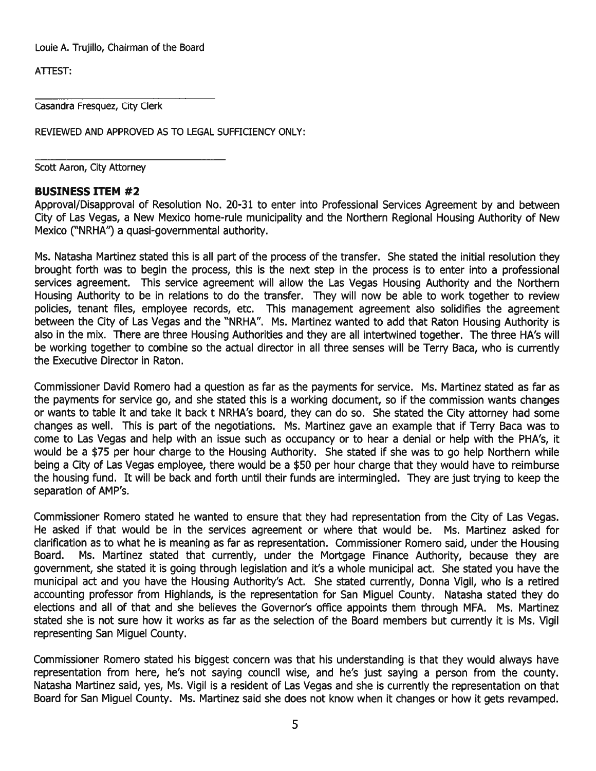Louie A. Trujillo, Chairman of the Board

ATTEST:

\_\_\_\_\_\_\_\_\_\_\_\_\_\_\_\_\_\_\_\_\_\_\_\_\_\_\_\_\_\_\_\_

Casandra Fresquez, City Clerk

REVIEWED AND APPROVED AS TO LEGAL SUFFICIENCY ONLY:

\_\_\_\_\_\_\_\_\_\_\_\_\_\_\_\_\_\_\_\_\_\_\_\_\_\_\_\_\_\_\_\_

Scott Aaron, City Attorney

**BUSINESS ITEM #2**

Approval/Disapproval of Resolution No. 20-31 to enter into Professional Services Agreement by and between City of Las Vegas, a New Mexico home-rule municipality and the Northern Regional Housing Authority of New Mexico ("NRHA") a quasi-governmental authority.

Ms. Natasha Martinez stated this is all part of the process of the transfer. She stated the initial resolution they brought forth was to begin the process, this is the next step in the process is to enter into a professional services agreement. This service agreement will allow the Las Vegas Housing Authority and the Northern Housing Authority to be in relations to do the transfer. They will now be able to work together to review policies, tenant files, employee records, etc. This management agreement also solidifies the agreement between the City of Las Vegas and the "NRHA". Ms. Martinez wanted to add that Raton Housing Authority is also in the mix. There are three Housing Authorities and they are all intertwined together. The three HA's will be working together to combine so the actual director in all three senses will be Terry Baca, who is currently the Executive Director in Raton.

Commissioner David Romero had a question as far as the payments for service. Ms. Martinez stated as far as the payments for service go, and she stated this is a working document, so if the commission wants changes or wants to table it and take it back t NRHA's board, they can do so. She stated the City attorney had some changes as well. This is part of the negotiations. Ms. Martinez gave an example that if Terry Baca was to come to Las Vegas and help with an issue such as occupancy or to hear a denial or help with the PHA's, it would be a $75 per hour charge to the Housing Authority. She stated if she was to go help Northern while being a City of Las Vegas employee, there would be a $50 per hour charge that they would have to reimburse the housing fund. It will be back and forth until their funds are intermingled. They are just trying to keep the separation of AMP's.

Commissioner Romero stated he wanted to ensure that they had representation from the City of Las Vegas. He asked if that would be in the services agreement or where that would be. Ms. Martinez asked for clarification as to what he is meaning as far as representation. Commissioner Romero said, under the Housing Board. Ms. Martinez stated that currently, under the Mortgage Finance Authority, because they are government, she stated it is going through legislation and it's a whole municipal act. She stated you have the municipal act and you have the Housing Authority's Act. She stated currently, Donna Vigil, who is a retired accounting professor from Highlands, is the representation for San Miguel County. Natasha stated they do elections and all of that and she believes the Governor's office appoints them through MFA. Ms. Martinez stated she is not sure how it works as far as the selection of the Board members but currently it is Ms. Vigil representing San Miguel County.

Commissioner Romero stated his biggest concern was that his understanding is that they would always have representation from here, he's not saying council wise, and he's just saying a person from the county. Natasha Martinez said, yes, Ms. Vigil is a resident of Las Vegas and she is currently the representation on that Board for San Miguel County. Ms. Martinez said she does not know when it changes or how it gets revamped.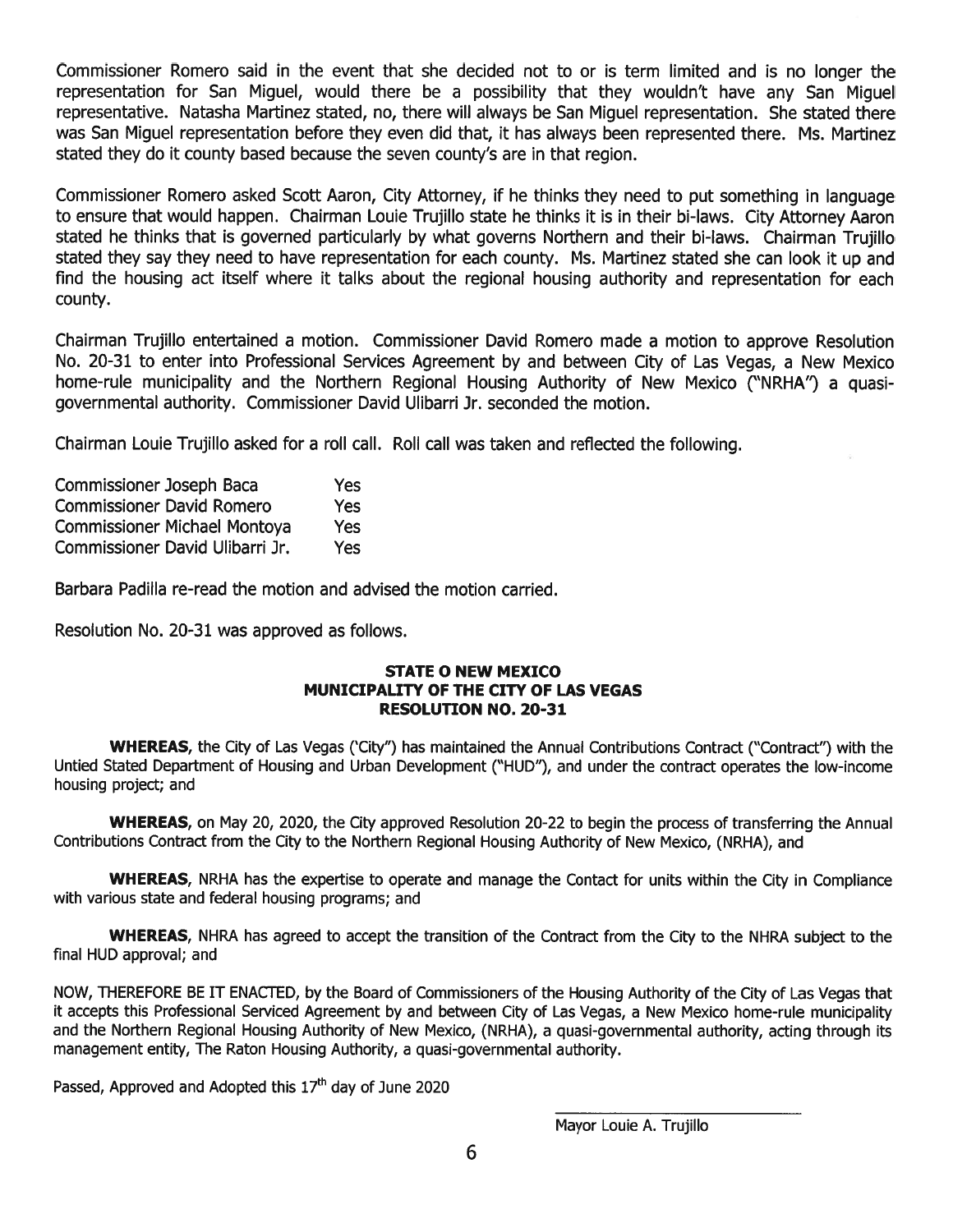Commissioner Romero said in the event that she decided not to or is term limited and is no longer the representation for San Miguel, would there be a possibility that they wouldn't have any San Miguel representative. Natasha Martinez stated, no, there will always be San Miguel representation. She stated there was San Miguel representation before they even did that, it has always been represented there. Ms. Martinez stated they do it county based because the seven county's are in that region.

Commissioner Romero asked Scott Aaron, City Attorney, if he thinks they need to put something in language to ensure that would happen. Chairman Louie Trujillo state he thinks it is in their bi-laws. City Attorney Aaron stated he thinks that is governed particularly by what governs Northern and their bi-laws. Chairman Trujillo stated they say they need to have representation for each county. Ms. Martinez stated she can look it up and find the housing act itself where it talks about the regional housing authority and representation for each county.

Chairman Trujillo entertained a motion. Commissioner David Romero made a motion to approve Resolution No. 20-31 to enter into Professional Services Agreement by and between City of Las Vegas, a New Mexico home-rule municipality and the Northern Regional Housing Authority of New Mexico ("NRHA") a quasi-governmental authority. Commissioner David Ulibarri Jr. seconded the motion.

Chairman Louie Trujillo asked for a roll call. Roll call was taken and reflected the following.

| | |
|---|---|
| Commissioner Joseph Baca | Yes |
| Commissioner David Romero | Yes |
| Commissioner Michael Montoya | Yes |
| Commissioner David Ulibarri Jr. | Yes |

Barbara Padilla re-read the motion and advised the motion carried.

Resolution No. 20-31 was approved as follows.

**STATE O NEW MEXICO**
**MUNICIPALITY OF THE CITY OF LAS VEGAS**
**RESOLUTION NO. 20-31**

**WHEREAS,** the City of Las Vegas ('City") has maintained the Annual Contributions Contract ("Contract") with the Untied Stated Department of Housing and Urban Development ("HUD"), and under the contract operates the low-income housing project; and

**WHEREAS,** on May 20, 2020, the City approved Resolution 20-22 to begin the process of transferring the Annual Contributions Contract from the City to the Northern Regional Housing Authority of New Mexico, (NRHA), and

**WHEREAS,** NRHA has the expertise to operate and manage the Contact for units within the City in Compliance with various state and federal housing programs; and

**WHEREAS,** NHRA has agreed to accept the transition of the Contract from the City to the NHRA subject to the final HUD approval; and

NOW, THEREFORE BE IT ENACTED, by the Board of Commissioners of the Housing Authority of the City of Las Vegas that it accepts this Professional Serviced Agreement by and between City of Las Vegas, a New Mexico home-rule municipality and the Northern Regional Housing Authority of New Mexico, (NRHA), a quasi-governmental authority, acting through its management entity, The Raton Housing Authority, a quasi-governmental authority.

Passed, Approved and Adopted this 17th day of June 2020

\_\_\_\_\_\_\_\_\_\_\_\_\_\_\_\_\_\_\_\_\_\_\_\_\_\_
Mayor Louie A. Trujillo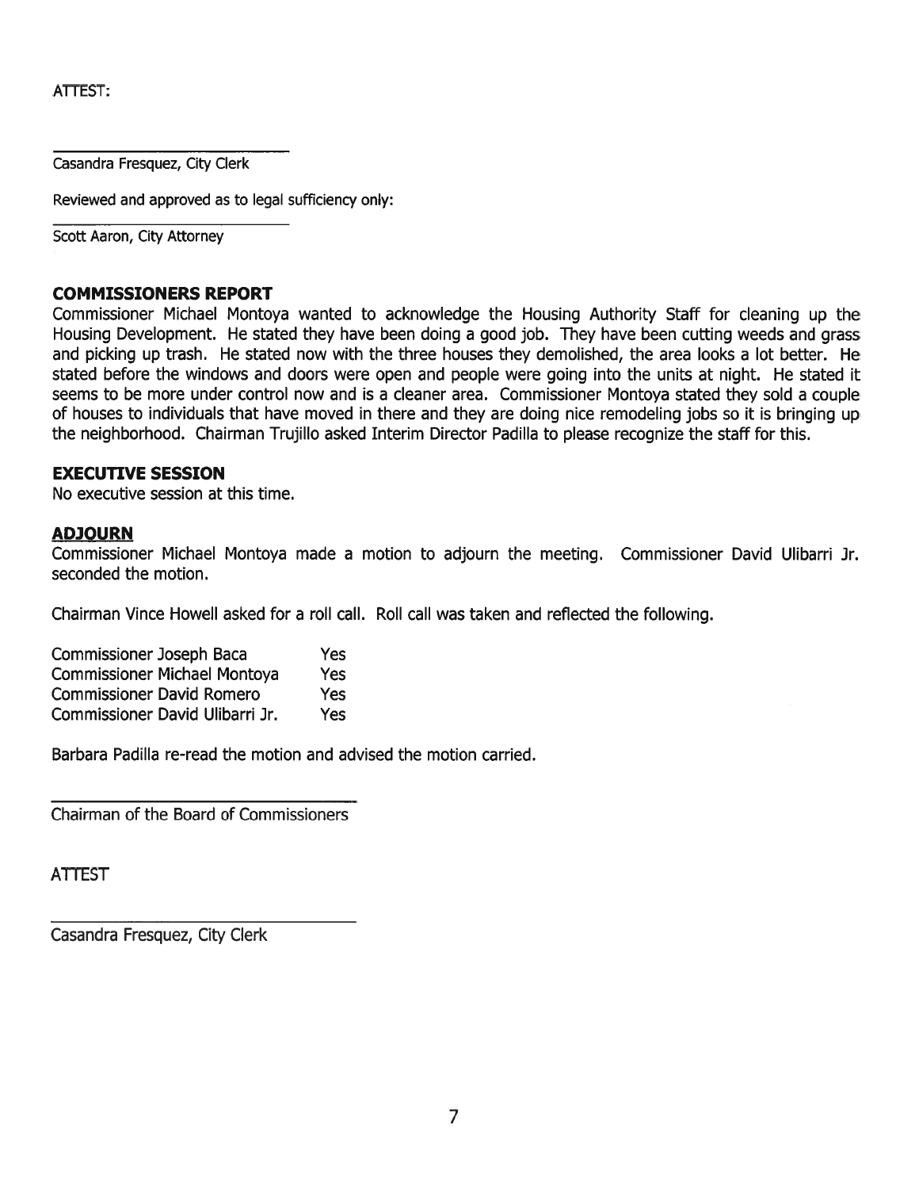ATTEST:

\_\_\_\_\_\_\_\_\_\_\_\_\_\_\_\_\_\_\_\_\_\_\_\_\_\_\_\_

Casandra Fresquez, City Clerk

Reviewed and approved as to legal sufficiency only:

\_\_\_\_\_\_\_\_\_\_\_\_\_\_\_\_\_\_\_\_\_\_\_\_\_\_\_\_

Scott Aaron, City Attorney

**COMMISSIONERS REPORT**

Commissioner Michael Montoya wanted to acknowledge the Housing Authority Staff for cleaning up the Housing Development. He stated they have been doing a good job. They have been cutting weeds and grass and picking up trash. He stated now with the three houses they demolished, the area looks a lot better. He stated before the windows and doors were open and people were going into the units at night. He stated it seems to be more under control now and is a cleaner area. Commissioner Montoya stated they sold a couple of houses to individuals that have moved in there and they are doing nice remodeling jobs so it is bringing up the neighborhood. Chairman Trujillo asked Interim Director Padilla to please recognize the staff for this.

**EXECUTIVE SESSION**

No executive session at this time.

**ADJOURN**

Commissioner Michael Montoya made a motion to adjourn the meeting. Commissioner David Ulibarri Jr. seconded the motion.

Chairman Vince Howell asked for a roll call. Roll call was taken and reflected the following.

| | |
|---|---|
| Commissioner Joseph Baca | Yes |
| Commissioner Michael Montoya | Yes |
| Commissioner David Romero | Yes |
| Commissioner David Ulibarri Jr. | Yes |

Barbara Padilla re-read the motion and advised the motion carried.

\_\_\_\_\_\_\_\_\_\_\_\_\_\_\_\_\_\_\_\_\_\_\_\_\_\_\_\_

Chairman of the Board of Commissioners

ATTEST

\_\_\_\_\_\_\_\_\_\_\_\_\_\_\_\_\_\_\_\_\_\_\_\_\_\_\_\_

Casandra Fresquez, City Clerk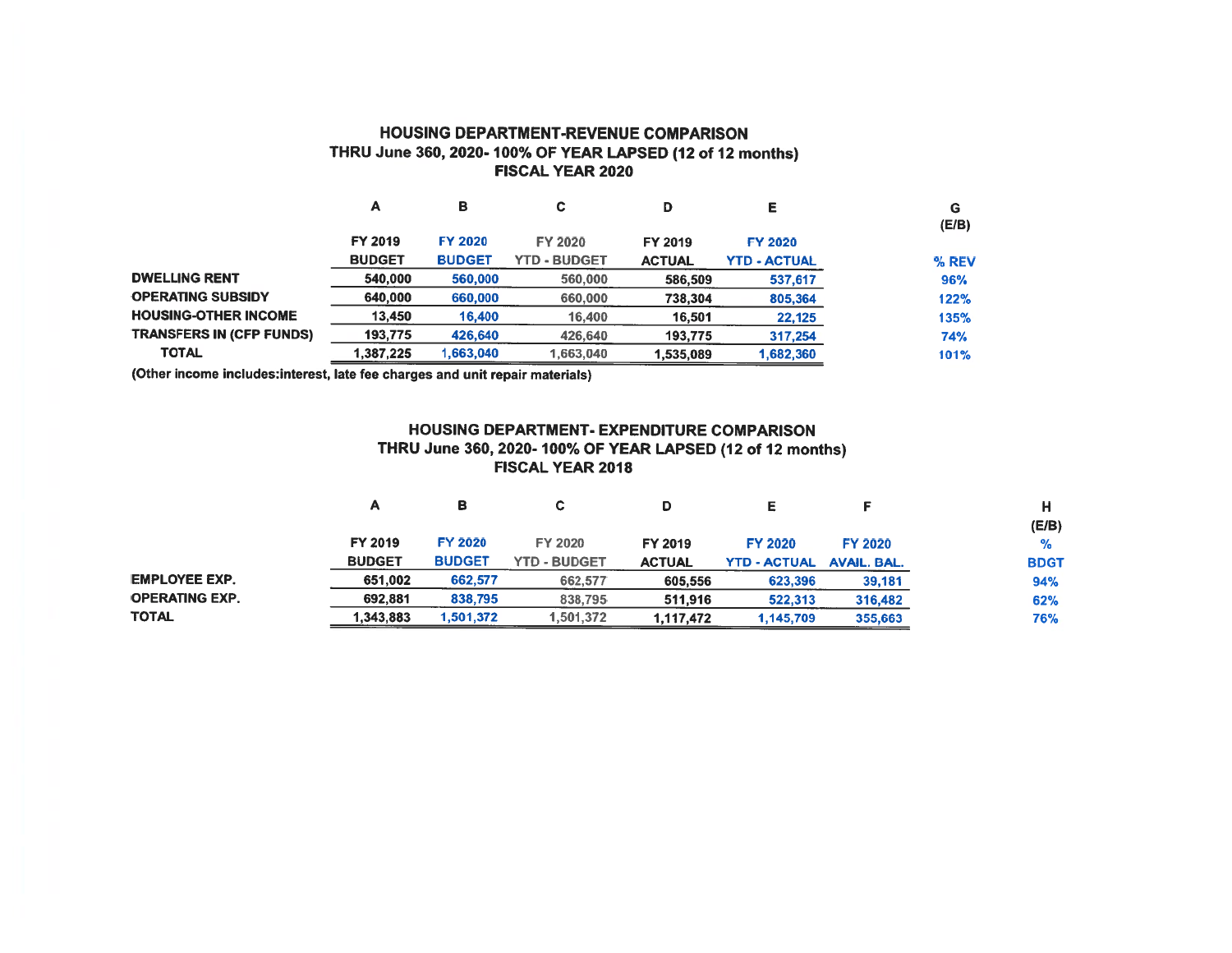## HOUSING DEPARTMENT-REVENUE COMPARISON
### THRU June 360, 2020- 100% OF YEAR LAPSED (12 of 12 months)
### FISCAL YEAR 2020

| | A | B | C | D | E | G |
|---|---|---|---|---|---|---|
| | | | | | | (E/B) |
| | FY 2019 BUDGET | FY 2020 BUDGET | FY 2020 YTD - BUDGET | FY 2019 ACTUAL | FY 2020 YTD - ACTUAL | % REV |
| DWELLING RENT | 540,000 | 560,000 | 560,000 | 586,509 | 537,617 | 96% |
| OPERATING SUBSIDY | 640,000 | 660,000 | 660,000 | 738,304 | 805,364 | 122% |
| HOUSING-OTHER INCOME | 13,450 | 16,400 | 16,400 | 16,501 | 22,125 | 135% |
| TRANSFERS IN (CFP FUNDS) | 193,775 | 426,640 | 426,640 | 193,775 | 317,254 | 74% |
| TOTAL | 1,387,225 | 1,663,040 | 1,663,040 | 1,535,089 | 1,682,360 | 101% |

(Other income includes:interest, late fee charges and unit repair materials)

## HOUSING DEPARTMENT- EXPENDITURE COMPARISON
### THRU June 360, 2020- 100% OF YEAR LAPSED (12 of 12 months)
### FISCAL YEAR 2018

| | A | B | C | D | E | F | H |
|---|---|---|---|---|---|---|---|
| | | | | | | | (E/B) |
| | FY 2019 BUDGET | FY 2020 BUDGET | FY 2020 YTD - BUDGET | FY 2019 ACTUAL | FY 2020 YTD - ACTUAL | FY 2020 AVAIL. BAL. | % BDGT |
| EMPLOYEE EXP. | 651,002 | 662,577 | 662,577 | 605,556 | 623,396 | 39,181 | 94% |
| OPERATING EXP. | 692,881 | 838,795 | 838,795 | 511,916 | 522,313 | 316,482 | 62% |
| TOTAL | 1,343,883 | 1,501,372 | 1,501,372 | 1,117,472 | 1,145,709 | 355,663 | 76% |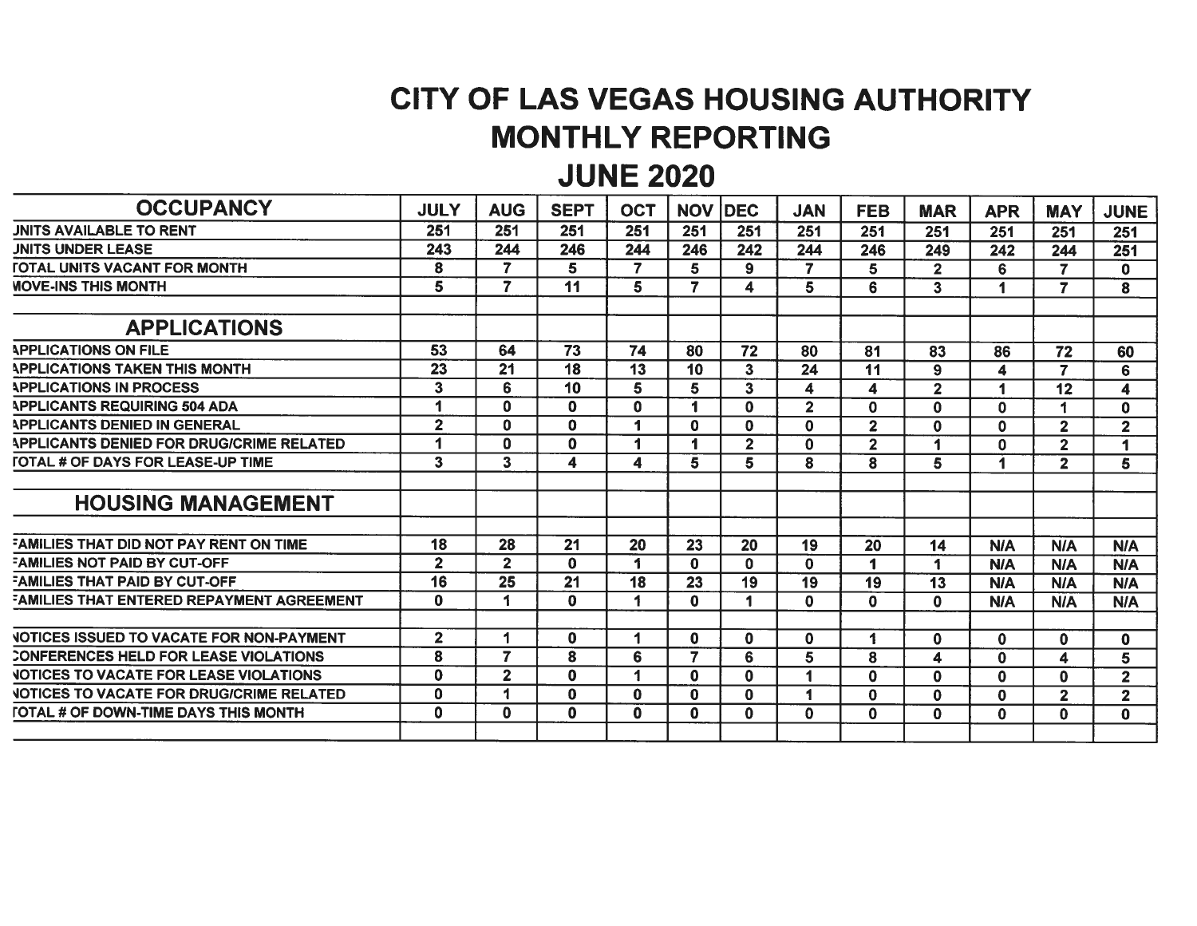# CITY OF LAS VEGAS HOUSING AUTHORITY
## MONTHLY REPORTING
## JUNE 2020

| OCCUPANCY | JULY | AUG | SEPT | OCT | NOV | DEC | JAN | FEB | MAR | APR | MAY | JUNE |
|---|---|---|---|---|---|---|---|---|---|---|---|---|
| UNITS AVAILABLE TO RENT | 251 | 251 | 251 | 251 | 251 | 251 | 251 | 251 | 251 | 251 | 251 | 251 |
| UNITS UNDER LEASE | 243 | 244 | 246 | 244 | 246 | 242 | 244 | 246 | 249 | 242 | 244 | 251 |
| TOTAL UNITS VACANT FOR MONTH | 8 | 7 | 5 | 7 | 5 | 9 | 7 | 5 | 2 | 6 | 7 | 0 |
| MOVE-INS THIS MONTH | 5 | 7 | 11 | 5 | 7 | 4 | 5 | 6 | 3 | 1 | 7 | 8 |
| | | | | | | | | | | | | |
| **APPLICATIONS** | | | | | | | | | | | | |
| APPLICATIONS ON FILE | 53 | 64 | 73 | 74 | 80 | 72 | 80 | 81 | 83 | 86 | 72 | 60 |
| APPLICATIONS TAKEN THIS MONTH | 23 | 21 | 18 | 13 | 10 | 3 | 24 | 11 | 9 | 4 | 7 | 6 |
| APPLICATIONS IN PROCESS | 3 | 6 | 10 | 5 | 5 | 3 | 4 | 4 | 2 | 1 | 12 | 4 |
| APPLICANTS REQUIRING 504 ADA | 1 | 0 | 0 | 0 | 1 | 0 | 2 | 0 | 0 | 0 | 1 | 0 |
| APPLICANTS DENIED IN GENERAL | 2 | 0 | 0 | 1 | 0 | 0 | 0 | 2 | 0 | 0 | 2 | 2 |
| APPLICANTS DENIED FOR DRUG/CRIME RELATED | 1 | 0 | 0 | 1 | 1 | 2 | 0 | 2 | 1 | 0 | 2 | 1 |
| TOTAL # OF DAYS FOR LEASE-UP TIME | 3 | 3 | 4 | 4 | 5 | 5 | 8 | 8 | 5 | 1 | 2 | 5 |
| | | | | | | | | | | | | |
| **HOUSING MANAGEMENT** | | | | | | | | | | | | |
| | | | | | | | | | | | | |
| FAMILIES THAT DID NOT PAY RENT ON TIME | 18 | 28 | 21 | 20 | 23 | 20 | 19 | 20 | 14 | N/A | N/A | N/A |
| FAMILIES NOT PAID BY CUT-OFF | 2 | 2 | 0 | 1 | 0 | 0 | 0 | 1 | 1 | N/A | N/A | N/A |
| FAMILIES THAT PAID BY CUT-OFF | 16 | 25 | 21 | 18 | 23 | 19 | 19 | 19 | 13 | N/A | N/A | N/A |
| FAMILIES THAT ENTERED REPAYMENT AGREEMENT | 0 | 1 | 0 | 1 | 0 | 1 | 0 | 0 | 0 | N/A | N/A | N/A |
| | | | | | | | | | | | | |
| NOTICES ISSUED TO VACATE FOR NON-PAYMENT | 2 | 1 | 0 | 1 | 0 | 0 | 0 | 1 | 0 | 0 | 0 | 0 |
| CONFERENCES HELD FOR LEASE VIOLATIONS | 8 | 7 | 8 | 6 | 7 | 6 | 5 | 8 | 4 | 0 | 4 | 5 |
| NOTICES TO VACATE FOR LEASE VIOLATIONS | 0 | 2 | 0 | 1 | 0 | 0 | 1 | 0 | 0 | 0 | 0 | 2 |
| NOTICES TO VACATE FOR DRUG/CRIME RELATED | 0 | 1 | 0 | 0 | 0 | 0 | 1 | 0 | 0 | 0 | 2 | 2 |
| TOTAL # OF DOWN-TIME DAYS THIS MONTH | 0 | 0 | 0 | 0 | 0 | 0 | 0 | 0 | 0 | 0 | 0 | 0 |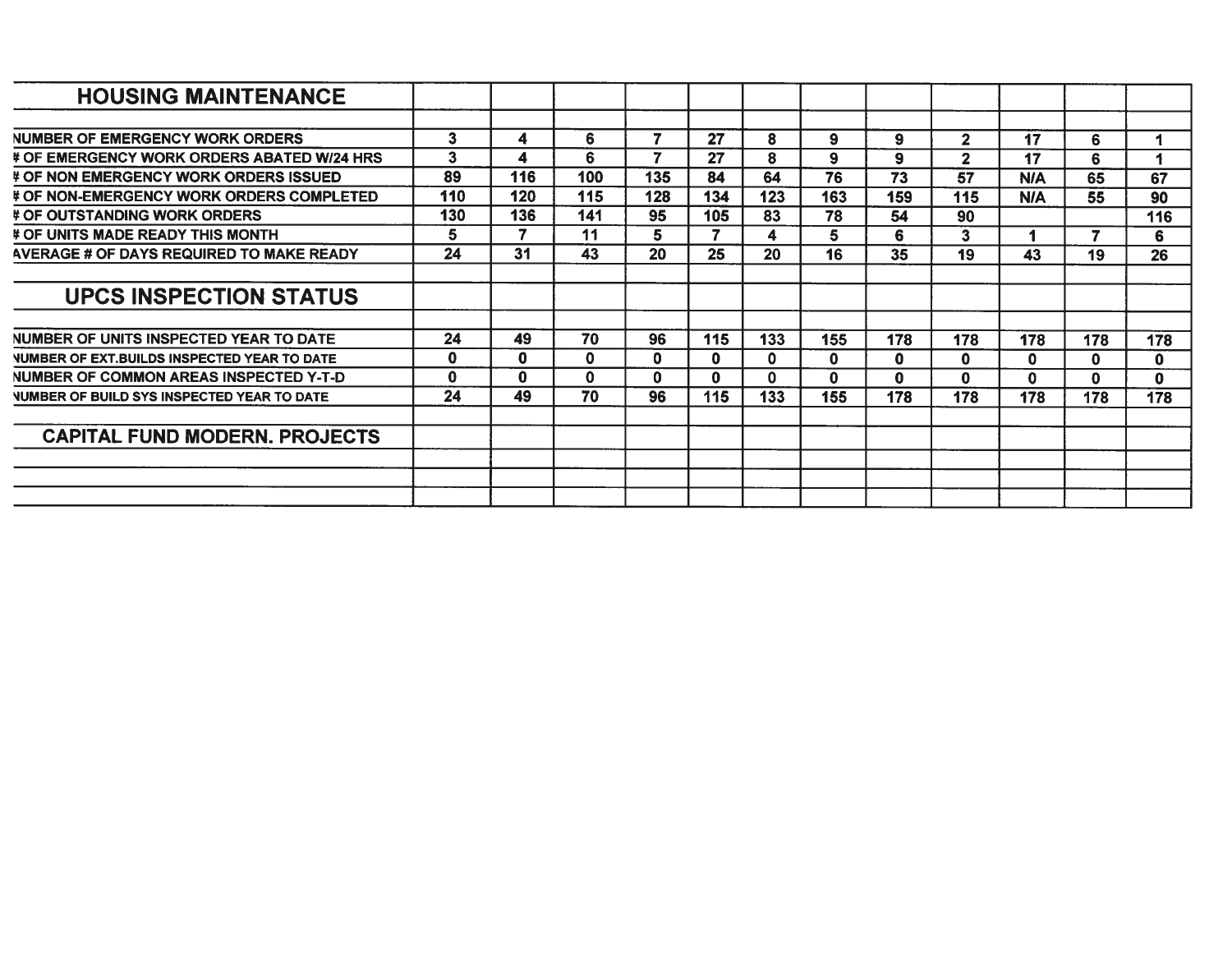| | | | | | | | | | | | | |
|---|---|---|---|---|---|---|---|---|---|---|---|---|
| **HOUSING MAINTENANCE** | | | | | | | | | | | | |
| | | | | | | | | | | | | |
| NUMBER OF EMERGENCY WORK ORDERS | 3 | 4 | 6 | 7 | 27 | 8 | 9 | 9 | 2 | 17 | 6 | 1 |
| # OF EMERGENCY WORK ORDERS ABATED W/24 HRS | 3 | 4 | 6 | 7 | 27 | 8 | 9 | 9 | 2 | 17 | 6 | 1 |
| # OF NON EMERGENCY WORK ORDERS ISSUED | 89 | 116 | 100 | 135 | 84 | 64 | 76 | 73 | 57 | N/A | 65 | 67 |
| # OF NON-EMERGENCY WORK ORDERS COMPLETED | 110 | 120 | 115 | 128 | 134 | 123 | 163 | 159 | 115 | N/A | 55 | 90 |
| # OF OUTSTANDING WORK ORDERS | 130 | 136 | 141 | 95 | 105 | 83 | 78 | 54 | 90 | | | 116 |
| # OF UNITS MADE READY THIS MONTH | 5 | 7 | 11 | 5 | 7 | 4 | 5 | 6 | 3 | 1 | 7 | 6 |
| AVERAGE # OF DAYS REQUIRED TO MAKE READY | 24 | 31 | 43 | 20 | 25 | 20 | 16 | 35 | 19 | 43 | 19 | 26 |
| | | | | | | | | | | | | |
| **UPCS INSPECTION STATUS** | | | | | | | | | | | | |
| | | | | | | | | | | | | |
| NUMBER OF UNITS INSPECTED YEAR TO DATE | 24 | 49 | 70 | 96 | 115 | 133 | 155 | 178 | 178 | 178 | 178 | 178 |
| NUMBER OF EXT.BUILDS INSPECTED YEAR TO DATE | 0 | 0 | 0 | 0 | 0 | 0 | 0 | 0 | 0 | 0 | 0 | 0 |
| NUMBER OF COMMON AREAS INSPECTED Y-T-D | 0 | 0 | 0 | 0 | 0 | 0 | 0 | 0 | 0 | 0 | 0 | 0 |
| NUMBER OF BUILD SYS INSPECTED YEAR TO DATE | 24 | 49 | 70 | 96 | 115 | 133 | 155 | 178 | 178 | 178 | 178 | 178 |
| | | | | | | | | | | | | |
| **CAPITAL FUND MODERN. PROJECTS** | | | | | | | | | | | | |
| | | | | | | | | | | | | |
| | | | | | | | | | | | | |
| | | | | | | | | | | | | |